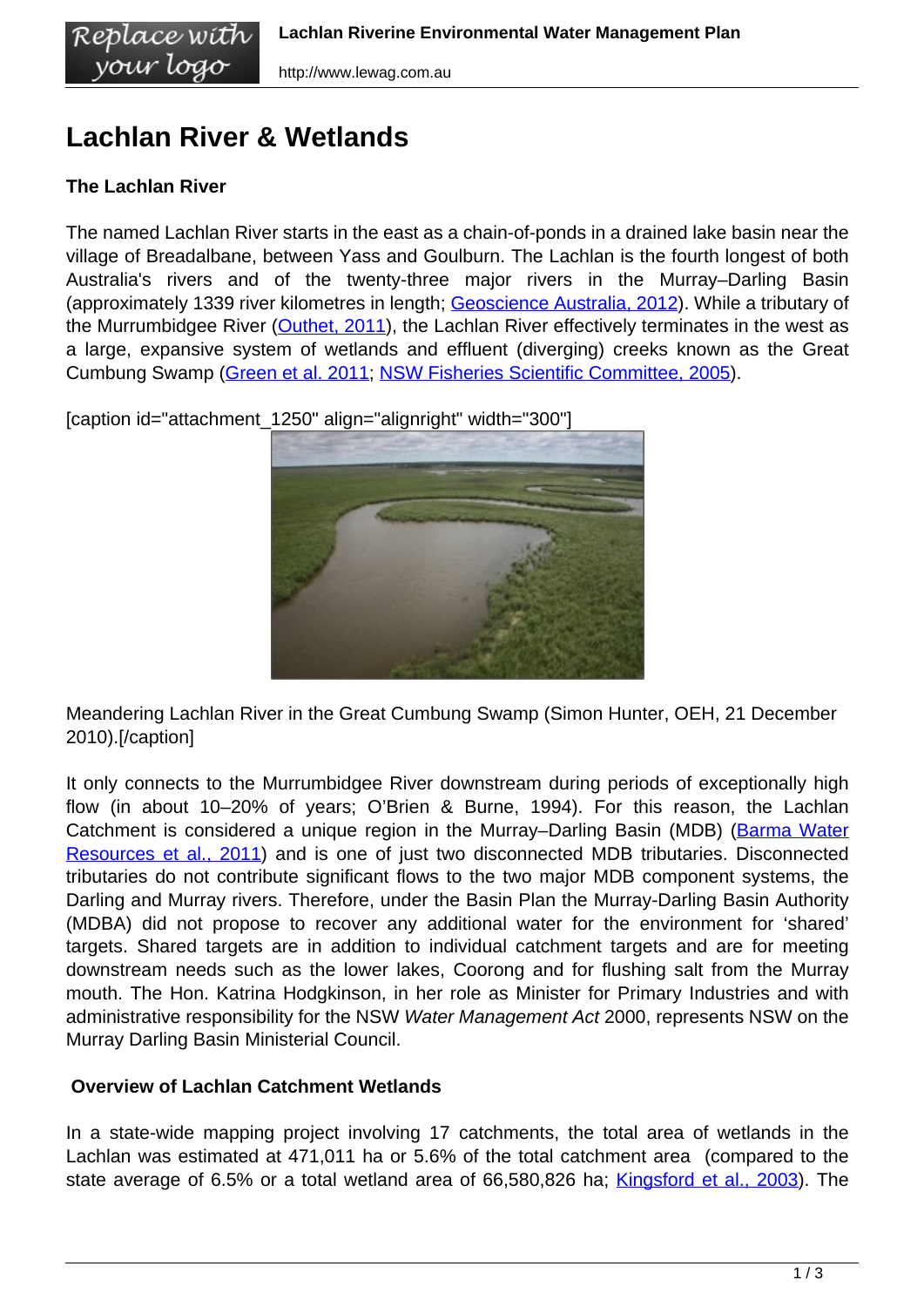# Lachlan River & Wetlands

**The Lachlan River**

The named Lachlan River starts in the east as a chain-of-ponds in a drained lake basin near the village of Breadalbane, between Yass and Goulburn. The Lachlan is the fourth longest of both Australia's rivers and of the twenty-three major rivers in the Murray–Darling Basin (approximately 1339 river kilometres in length; Geoscience Australia, 2012). While a tributary of the Murrumbidgee River (Outhet, 2011), the Lachlan River effectively terminates in the west as a large, expansive system of wetlands and effluent (diverging) creeks known as the Great Cumbung Swamp (Green et al. 2011; NSW Fisheries Scientific Committee, 2005).

[caption id="attachment_1250" align="alignright" width="300"]

Meandering Lachlan River in the Great Cumbung Swamp (Simon Hunter, OEH, 21 December 2010).[/caption]

It only connects to the Murrumbidgee River downstream during periods of exceptionally high flow (in about 10–20% of years; O'Brien & Burne, 1994). For this reason, the Lachlan Catchment is considered a unique region in the Murray–Darling Basin (MDB) (Barma Water Resources et al., 2011) and is one of just two disconnected MDB tributaries. Disconnected tributaries do not contribute significant flows to the two major MDB component systems, the Darling and Murray rivers. Therefore, under the Basin Plan the Murray-Darling Basin Authority (MDBA) did not propose to recover any additional water for the environment for 'shared' targets. Shared targets are in addition to individual catchment targets and are for meeting downstream needs such as the lower lakes, Coorong and for flushing salt from the Murray mouth. The Hon. Katrina Hodgkinson, in her role as Minister for Primary Industries and with administrative responsibility for the NSW *Water Management Act* 2000, represents NSW on the Murray Darling Basin Ministerial Council.

**Overview of Lachlan Catchment Wetlands**

In a state-wide mapping project involving 17 catchments, the total area of wetlands in the Lachlan was estimated at 471,011 ha or 5.6% of the total catchment area (compared to the state average of 6.5% or a total wetland area of 66,580,826 ha; Kingsford et al., 2003). The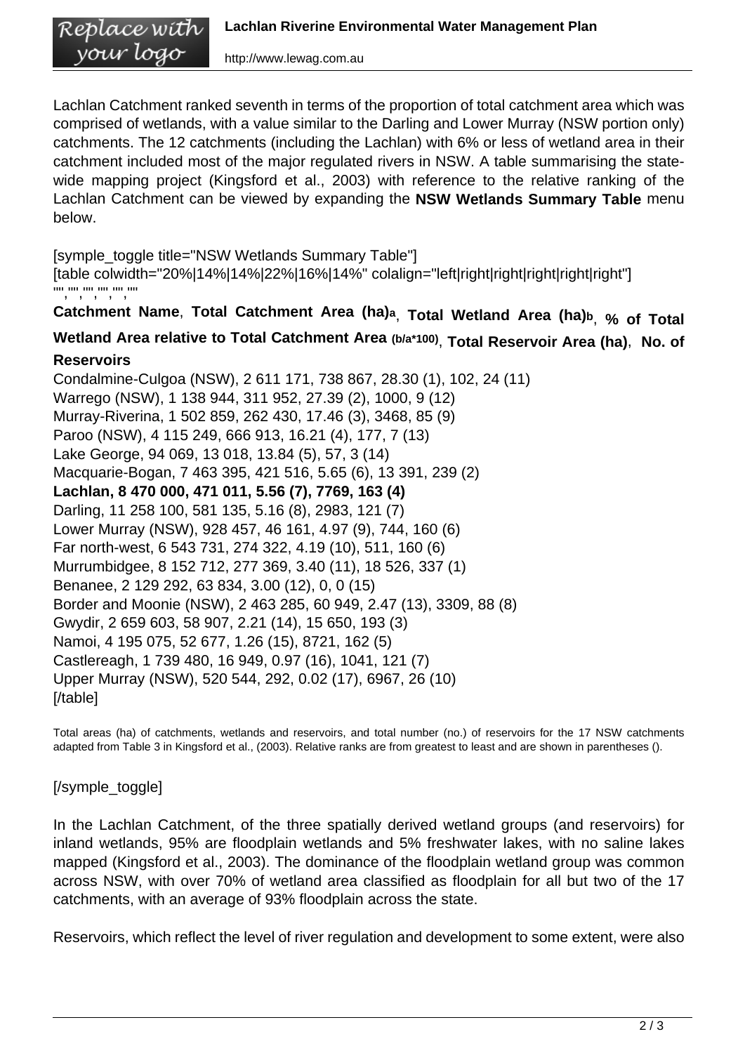Lachlan Catchment ranked seventh in terms of the proportion of total catchment area which was comprised of wetlands, with a value similar to the Darling and Lower Murray (NSW portion only) catchments. The 12 catchments (including the Lachlan) with 6% or less of wetland area in their catchment included most of the major regulated rivers in NSW. A table summarising the state-wide mapping project (Kingsford et al., 2003) with reference to the relative ranking of the Lachlan Catchment can be viewed by expanding the **NSW Wetlands Summary Table** menu below.

[symple_toggle title="NSW Wetlands Summary Table"]

| Catchment Name | Total Catchment Area (ha)[a] | Total Wetland Area (ha)[b] | % of Total Wetland Area relative to Total Catchment Area (b/a*100) | Total Reservoir Area (ha) | No. of Reservoirs |
|---|---:|---:|---:|---:|---:|
| Condalmine-Culgoa (NSW) | 2 611 171 | 738 867 | 28.30 (1) | 102 | 24 (11) |
| Warrego (NSW) | 1 138 944 | 311 952 | 27.39 (2) | 1000 | 9 (12) |
| Murray-Riverina | 1 502 859 | 262 430 | 17.46 (3) | 3468 | 85 (9) |
| Paroo (NSW) | 4 115 249 | 666 913 | 16.21 (4) | 177 | 7 (13) |
| Lake George | 94 069 | 13 018 | 13.84 (5) | 57 | 3 (14) |
| Macquarie-Bogan | 7 463 395 | 421 516 | 5.65 (6) | 13 391 | 239 (2) |
| **Lachlan** | **8 470 000** | **471 011** | **5.56 (7)** | **7769** | **163 (4)** |
| Darling | 11 258 100 | 581 135 | 5.16 (8) | 2983 | 121 (7) |
| Lower Murray (NSW) | 928 457 | 46 161 | 4.97 (9) | 744 | 160 (6) |
| Far north-west | 6 543 731 | 274 322 | 4.19 (10) | 511 | 160 (6) |
| Murrumbidgee | 8 152 712 | 277 369 | 3.40 (11) | 18 526 | 337 (1) |
| Benanee | 2 129 292 | 63 834 | 3.00 (12) | 0 | 0 (15) |
| Border and Moonie (NSW) | 2 463 285 | 60 949 | 2.47 (13) | 3309 | 88 (8) |
| Gwydir | 2 659 603 | 58 907 | 2.21 (14) | 15 650 | 193 (3) |
| Namoi | 4 195 075 | 52 677 | 1.26 (15) | 8721 | 162 (5) |
| Castlereagh | 1 739 480 | 16 949 | 0.97 (16) | 1041 | 121 (7) |
| Upper Murray (NSW) | 520 544 | 292 | 0.02 (17) | 6967 | 26 (10) |

Total areas (ha) of catchments, wetlands and reservoirs, and total number (no.) of reservoirs for the 17 NSW catchments adapted from Table 3 in Kingsford et al., (2003). Relative ranks are from greatest to least and are shown in parentheses ().

[/symple_toggle]

In the Lachlan Catchment, of the three spatially derived wetland groups (and reservoirs) for inland wetlands, 95% are floodplain wetlands and 5% freshwater lakes, with no saline lakes mapped (Kingsford et al., 2003). The dominance of the floodplain wetland group was common across NSW, with over 70% of wetland area classified as floodplain for all but two of the 17 catchments, with an average of 93% floodplain across the state.

Reservoirs, which reflect the level of river regulation and development to some extent, were also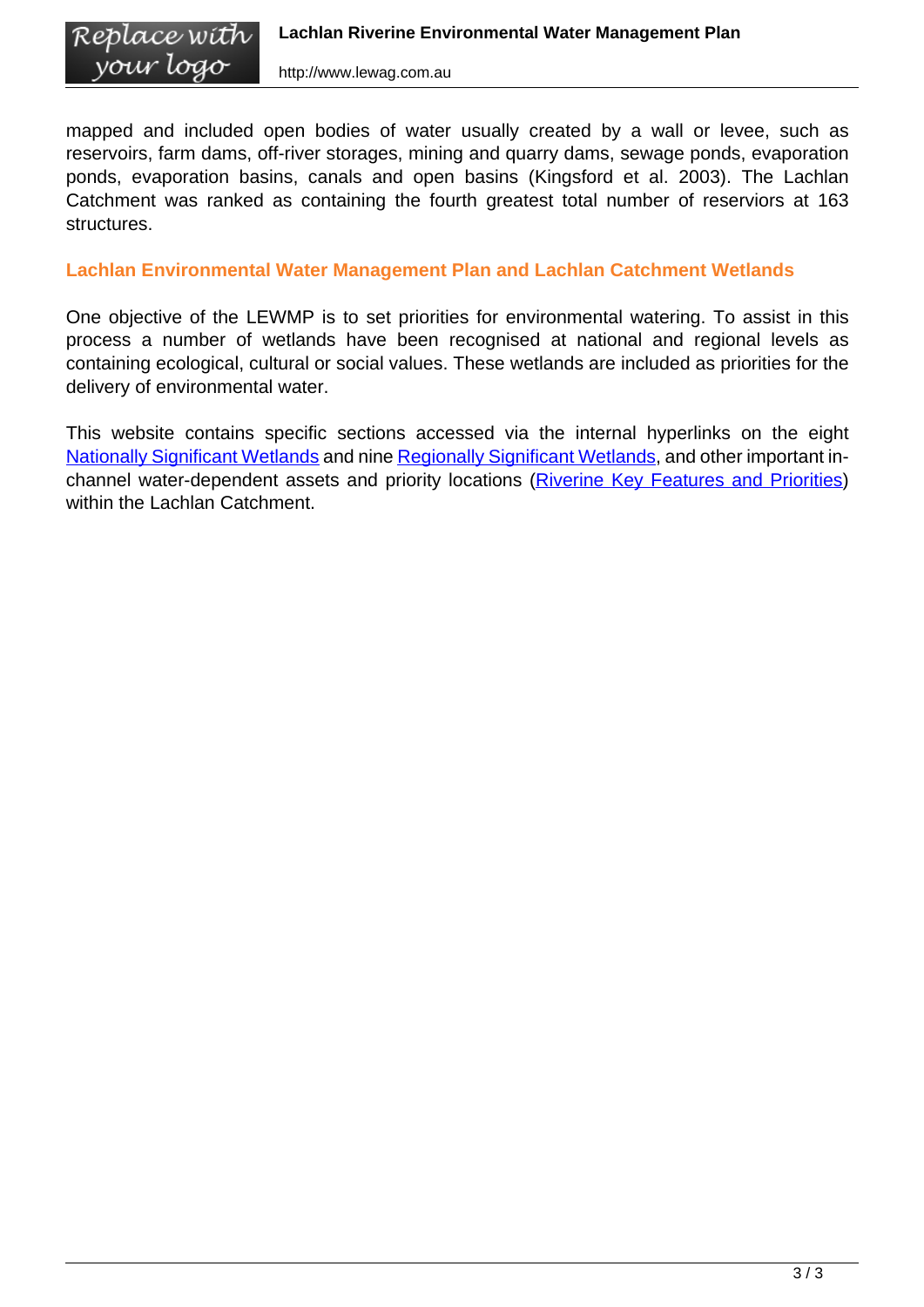mapped and included open bodies of water usually created by a wall or levee, such as reservoirs, farm dams, off-river storages, mining and quarry dams, sewage ponds, evaporation ponds, evaporation basins, canals and open basins (Kingsford et al. 2003). The Lachlan Catchment was ranked as containing the fourth greatest total number of reserviors at 163 structures.

## Lachlan Environmental Water Management Plan and Lachlan Catchment Wetlands

One objective of the LEWMP is to set priorities for environmental watering. To assist in this process a number of wetlands have been recognised at national and regional levels as containing ecological, cultural or social values. These wetlands are included as priorities for the delivery of environmental water.

This website contains specific sections accessed via the internal hyperlinks on the eight Nationally Significant Wetlands and nine Regionally Significant Wetlands, and other important in-channel water-dependent assets and priority locations (Riverine Key Features and Priorities) within the Lachlan Catchment.